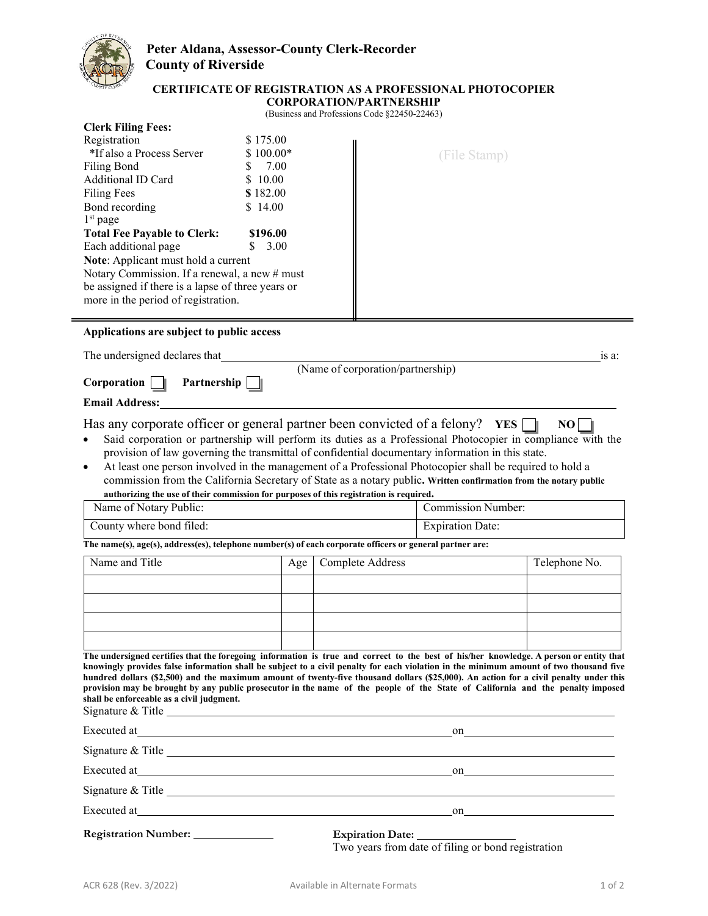**Peter Aldana, Assessor-County Clerk-Recorder**
**County of Riverside**

## CERTIFICATE OF REGISTRATION AS A PROFESSIONAL PHOTOCOPIER CORPORATION/PARTNERSHIP

(Business and Professions Code §22450-22463)

**Clerk Filing Fees:**

| | |
|---|---|
| Registration | $ 175.00 |
| *If also a Process Server | $ 100.00* |
| Filing Bond | $ 7.00 |
| Additional ID Card | $ 10.00 |
| Filing Fees | **$** 182.00 |
| Bond recording 1st page | $ 14.00 |
| **Total Fee Payable to Clerk:** | **$196.00** |
| Each additional page | $ 3.00 |

**Note**: Applicant must hold a current Notary Commission. If a renewal, a new # must be assigned if there is a lapse of three years or more in the period of registration.

(File Stamp)

**Applications are subject to public access**

The undersigned declares that ______________________________ is a:
(Name of corporation/partnership)

**Corporation** ☐ **Partnership** ☐

**Email Address:** ______________________________

Has any corporate officer or general partner been convicted of a felony? **YES** ☐ **NO** ☐

- Said corporation or partnership will perform its duties as a Professional Photocopier in compliance with the provision of law governing the transmittal of confidential documentary information in this state.
- At least one person involved in the management of a Professional Photocopier shall be required to hold a commission from the California Secretary of State as a notary public. **Written confirmation from the notary public authorizing the use of their commission for purposes of this registration is required.**

| | |
|---|---|
| Name of Notary Public: | Commission Number: |
| County where bond filed: | Expiration Date: |

**The name(s), age(s), address(es), telephone number(s) of each corporate officers or general partner are:**

| Name and Title | Age | Complete Address | Telephone No. |
|---|---|---|---|
| | | | |
| | | | |
| | | | |
| | | | |

**The undersigned certifies that the foregoing information is true and correct to the best of his/her knowledge. A person or entity that knowingly provides false information shall be subject to a civil penalty for each violation in the minimum amount of two thousand five hundred dollars ($2,500) and the maximum amount of twenty-five thousand dollars ($25,000). An action for a civil penalty under this provision may be brought by any public prosecutor in the name of the people of the State of California and the penalty imposed shall be enforceable as a civil judgment.**

Signature & Title ______________________________

Executed at ______________________________ on ______________

Signature & Title ______________________________

Executed at ______________________________ on ______________

Signature & Title ______________________________

Executed at ______________________________ on ______________

**Registration Number:** ______________ **Expiration Date:** ______________
Two years from date of filing or bond registration

ACR 628 (Rev. 3/2022) Available in Alternate Formats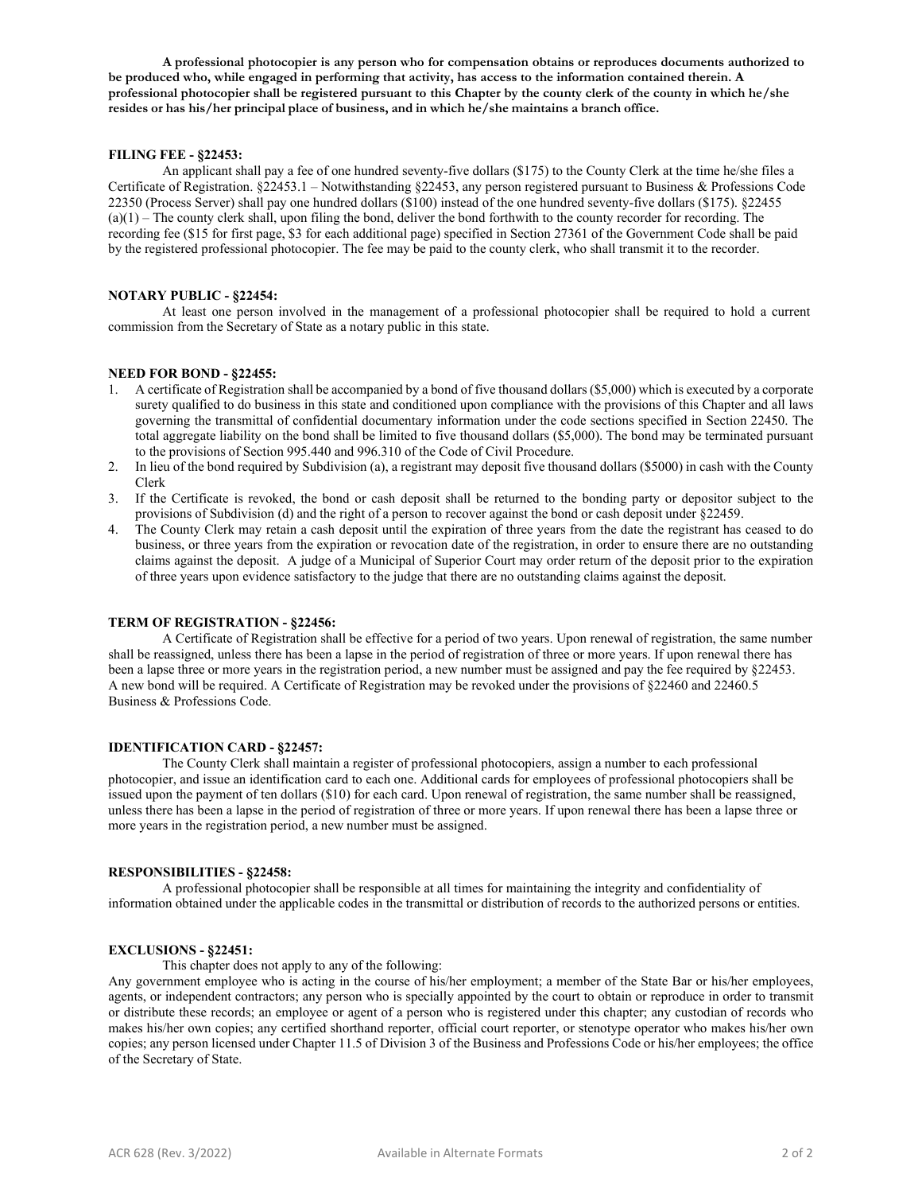**A professional photocopier is any person who for compensation obtains or reproduces documents authorized to be produced who, while engaged in performing that activity, has access to the information contained therein. A professional photocopier shall be registered pursuant to this Chapter by the county clerk of the county in which he/she resides or has his/her principal place of business, and in which he/she maintains a branch office.**

**FILING FEE - §22453:**

An applicant shall pay a fee of one hundred seventy-five dollars ($175) to the County Clerk at the time he/she files a Certificate of Registration. §22453.1 – Notwithstanding §22453, any person registered pursuant to Business & Professions Code 22350 (Process Server) shall pay one hundred dollars ($100) instead of the one hundred seventy-five dollars ($175). §22455 (a)(1) – The county clerk shall, upon filing the bond, deliver the bond forthwith to the county recorder for recording. The recording fee ($15 for first page, $3 for each additional page) specified in Section 27361 of the Government Code shall be paid by the registered professional photocopier. The fee may be paid to the county clerk, who shall transmit it to the recorder.

**NOTARY PUBLIC - §22454:**

At least one person involved in the management of a professional photocopier shall be required to hold a current commission from the Secretary of State as a notary public in this state.

**NEED FOR BOND - §22455:**

1. A certificate of Registration shall be accompanied by a bond of five thousand dollars ($5,000) which is executed by a corporate surety qualified to do business in this state and conditioned upon compliance with the provisions of this Chapter and all laws governing the transmittal of confidential documentary information under the code sections specified in Section 22450. The total aggregate liability on the bond shall be limited to five thousand dollars ($5,000). The bond may be terminated pursuant to the provisions of Section 995.440 and 996.310 of the Code of Civil Procedure.
2. In lieu of the bond required by Subdivision (a), a registrant may deposit five thousand dollars ($5000) in cash with the County Clerk
3. If the Certificate is revoked, the bond or cash deposit shall be returned to the bonding party or depositor subject to the provisions of Subdivision (d) and the right of a person to recover against the bond or cash deposit under §22459.
4. The County Clerk may retain a cash deposit until the expiration of three years from the date the registrant has ceased to do business, or three years from the expiration or revocation date of the registration, in order to ensure there are no outstanding claims against the deposit. A judge of a Municipal of Superior Court may order return of the deposit prior to the expiration of three years upon evidence satisfactory to the judge that there are no outstanding claims against the deposit.

**TERM OF REGISTRATION - §22456:**

A Certificate of Registration shall be effective for a period of two years. Upon renewal of registration, the same number shall be reassigned, unless there has been a lapse in the period of registration of three or more years. If upon renewal there has been a lapse three or more years in the registration period, a new number must be assigned and pay the fee required by §22453. A new bond will be required. A Certificate of Registration may be revoked under the provisions of §22460 and 22460.5 Business & Professions Code.

**IDENTIFICATION CARD - §22457:**

The County Clerk shall maintain a register of professional photocopiers, assign a number to each professional photocopier, and issue an identification card to each one. Additional cards for employees of professional photocopiers shall be issued upon the payment of ten dollars ($10) for each card. Upon renewal of registration, the same number shall be reassigned, unless there has been a lapse in the period of registration of three or more years. If upon renewal there has been a lapse three or more years in the registration period, a new number must be assigned.

**RESPONSIBILITIES - §22458:**

A professional photocopier shall be responsible at all times for maintaining the integrity and confidentiality of information obtained under the applicable codes in the transmittal or distribution of records to the authorized persons or entities.

**EXCLUSIONS - §22451:**

This chapter does not apply to any of the following:

Any government employee who is acting in the course of his/her employment; a member of the State Bar or his/her employees, agents, or independent contractors; any person who is specially appointed by the court to obtain or reproduce in order to transmit or distribute these records; an employee or agent of a person who is registered under this chapter; any custodian of records who makes his/her own copies; any certified shorthand reporter, official court reporter, or stenotype operator who makes his/her own copies; any person licensed under Chapter 11.5 of Division 3 of the Business and Professions Code or his/her employees; the office of the Secretary of State.

ACR 628 (Rev. 3/2022) Available in Alternate Formats